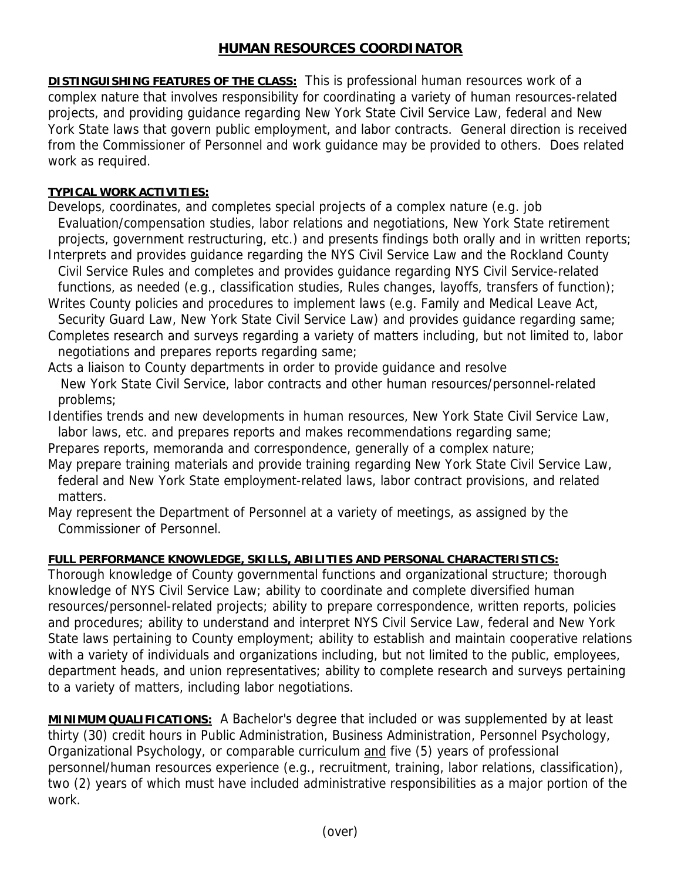# HUMAN RESOURCES COORDINATOR

**DISTINGUISHING FEATURES OF THE CLASS:** This is professional human resources work of a complex nature that involves responsibility for coordinating a variety of human resources-related projects, and providing guidance regarding New York State Civil Service Law, federal and New York State laws that govern public employment, and labor contracts. General direction is received from the Commissioner of Personnel and work guidance may be provided to others. Does related work as required.

**TYPICAL WORK ACTIVITIES:**

Develops, coordinates, and completes special projects of a complex nature (e.g. job Evaluation/compensation studies, labor relations and negotiations, New York State retirement projects, government restructuring, etc.) and presents findings both orally and in written reports;

Interprets and provides guidance regarding the NYS Civil Service Law and the Rockland County Civil Service Rules and completes and provides guidance regarding NYS Civil Service-related functions, as needed (e.g., classification studies, Rules changes, layoffs, transfers of function);

Writes County policies and procedures to implement laws (e.g. Family and Medical Leave Act, Security Guard Law, New York State Civil Service Law) and provides guidance regarding same;

Completes research and surveys regarding a variety of matters including, but not limited to, labor negotiations and prepares reports regarding same;

Acts a liaison to County departments in order to provide guidance and resolve New York State Civil Service, labor contracts and other human resources/personnel-related problems;

Identifies trends and new developments in human resources, New York State Civil Service Law, labor laws, etc. and prepares reports and makes recommendations regarding same;

Prepares reports, memoranda and correspondence, generally of a complex nature;

May prepare training materials and provide training regarding New York State Civil Service Law, federal and New York State employment-related laws, labor contract provisions, and related matters.

May represent the Department of Personnel at a variety of meetings, as assigned by the Commissioner of Personnel.

**FULL PERFORMANCE KNOWLEDGE, SKILLS, ABILITIES AND PERSONAL CHARACTERISTICS:**

Thorough knowledge of County governmental functions and organizational structure; thorough knowledge of NYS Civil Service Law; ability to coordinate and complete diversified human resources/personnel-related projects; ability to prepare correspondence, written reports, policies and procedures; ability to understand and interpret NYS Civil Service Law, federal and New York State laws pertaining to County employment; ability to establish and maintain cooperative relations with a variety of individuals and organizations including, but not limited to the public, employees, department heads, and union representatives; ability to complete research and surveys pertaining to a variety of matters, including labor negotiations.

**MINIMUM QUALIFICATIONS:** A Bachelor's degree that included or was supplemented by at least thirty (30) credit hours in Public Administration, Business Administration, Personnel Psychology, Organizational Psychology, or comparable curriculum and five (5) years of professional personnel/human resources experience (e.g., recruitment, training, labor relations, classification), two (2) years of which must have included administrative responsibilities as a major portion of the work.

(over)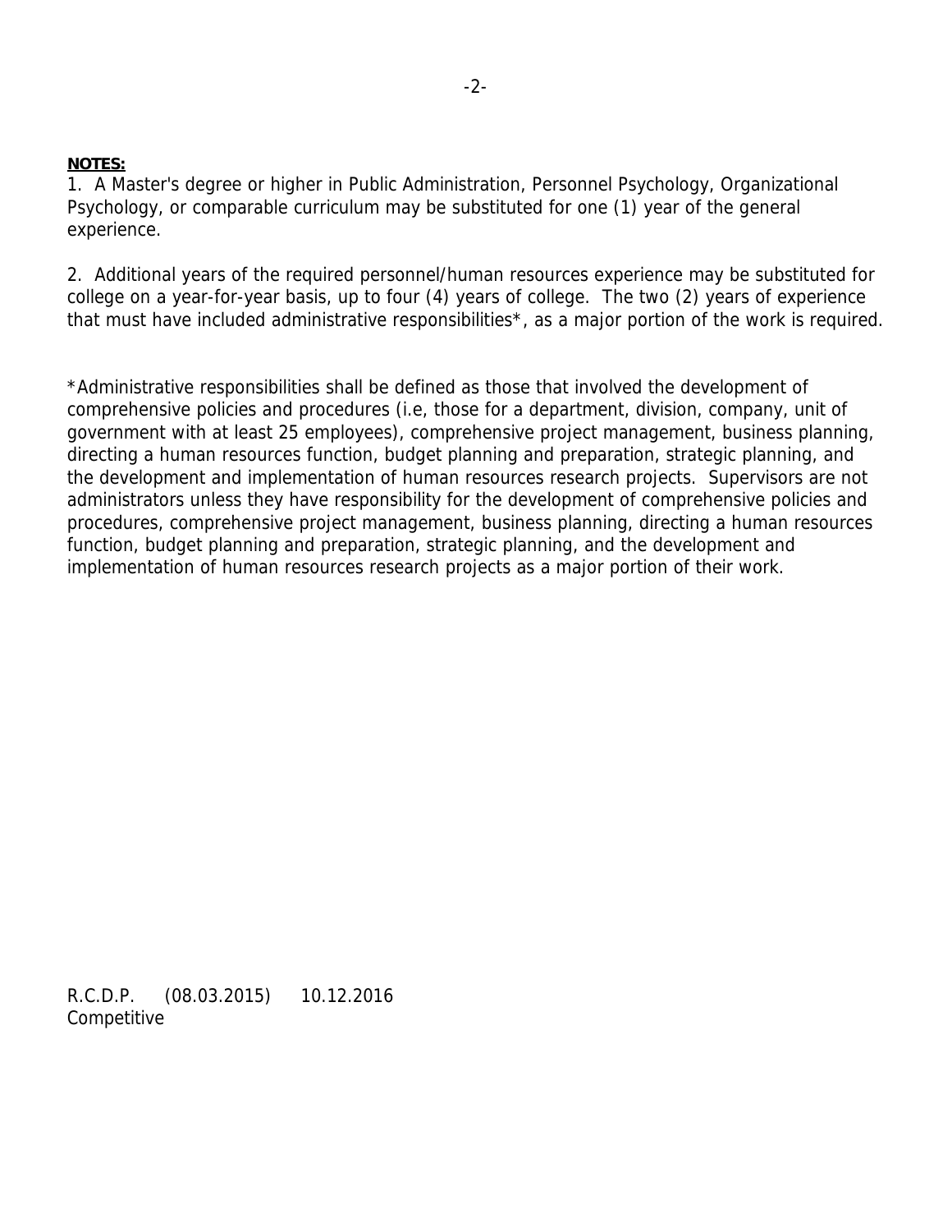**NOTES:**

1. A Master's degree or higher in Public Administration, Personnel Psychology, Organizational Psychology, or comparable curriculum may be substituted for one (1) year of the general experience.

2. Additional years of the required personnel/human resources experience may be substituted for college on a year-for-year basis, up to four (4) years of college. The two (2) years of experience that must have included administrative responsibilities*, as a major portion of the work is required.

*Administrative responsibilities shall be defined as those that involved the development of comprehensive policies and procedures (i.e, those for a department, division, company, unit of government with at least 25 employees), comprehensive project management, business planning, directing a human resources function, budget planning and preparation, strategic planning, and the development and implementation of human resources research projects. Supervisors are not administrators unless they have responsibility for the development of comprehensive policies and procedures, comprehensive project management, business planning, directing a human resources function, budget planning and preparation, strategic planning, and the development and implementation of human resources research projects as a major portion of their work.

R.C.D.P. (08.03.2015) 10.12.2016
Competitive